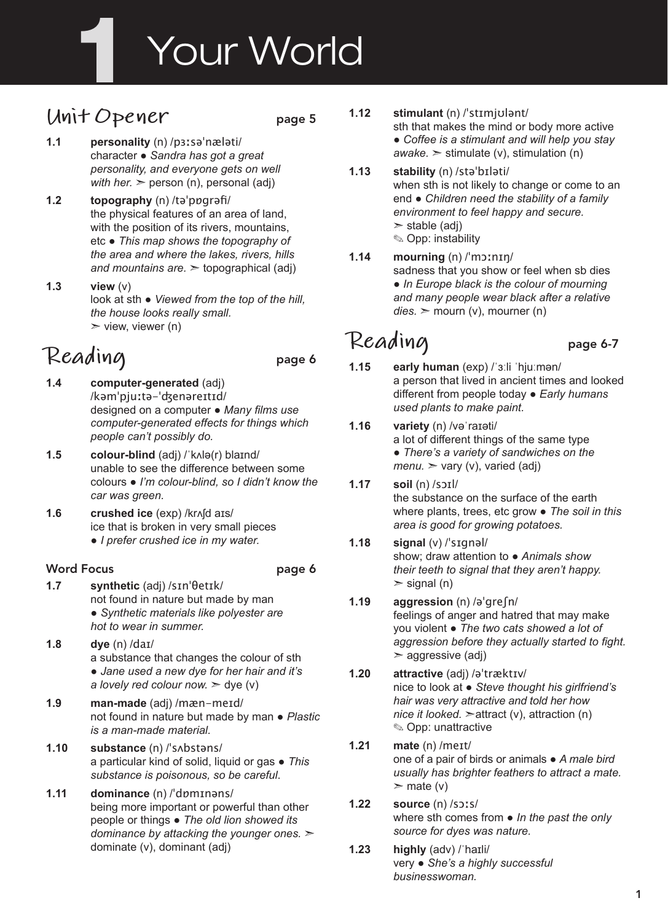# 1 Your World

## Unit Opener page 5

**1.1** **personality** (n) /pɜːsəˈnæləti/
character ● *Sandra has got a great personality, and everyone gets on well with her.* ➢ person (n), personal (adj)

**1.2** **topography** (n) /təˈpɒɡrəfi/
the physical features of an area of land, with the position of its rivers, mountains, etc ● *This map shows the topography of the area and where the lakes, rivers, hills and mountains are.* ➢ topographical (adj)

**1.3** **view** (v)
look at sth ● *Viewed from the top of the hill, the house looks really small.*
➢ view, viewer (n)

## Reading page 6

**1.4** **computer-generated** (adj) /kəmˈpjuːtə-ˈdʒenəreɪtɪd/
designed on a computer ● *Many films use computer-generated effects for things which people can't possibly do.*

**1.5** **colour-blind** (adj) /ˈkʌlə(r) blaɪnd/
unable to see the difference between some colours ● *I'm colour-blind, so I didn't know the car was green.*

**1.6** **crushed ice** (exp) /krʌʃd aɪs/
ice that is broken in very small pieces
● *I prefer crushed ice in my water.*

### Word Focus page 6

**1.7** **synthetic** (adj) /sɪnˈθetɪk/
not found in nature but made by man
● *Synthetic materials like polyester are hot to wear in summer.*

**1.8** **dye** (n) /daɪ/
a substance that changes the colour of sth
● *Jane used a new dye for her hair and it's a lovely red colour now.* ➢ dye (v)

**1.9** **man-made** (adj) /mæn-meɪd/
not found in nature but made by man ● *Plastic is a man-made material.*

**1.10** **substance** (n) /ˈsʌbstəns/
a particular kind of solid, liquid or gas ● *This substance is poisonous, so be careful.*

**1.11** **dominance** (n) /ˈdɒmɪnəns/
being more important or powerful than other people or things ● *The old lion showed its dominance by attacking the younger ones.* ➢ dominate (v), dominant (adj)

**1.12** **stimulant** (n) /ˈstɪmjʊlənt/
sth that makes the mind or body more active
● *Coffee is a stimulant and will help you stay awake.* ➢ stimulate (v), stimulation (n)

**1.13** **stability** (n) /stəˈbɪləti/
when sth is not likely to change or come to an end ● *Children need the stability of a family environment to feel happy and secure.*
➢ stable (adj)
✎ Opp: instability

**1.14** **mourning** (n) /ˈmɔːnɪŋ/
sadness that you show or feel when sb dies
● *In Europe black is the colour of mourning and many people wear black after a relative dies.* ➢ mourn (v), mourner (n)

## Reading page 6-7

**1.15** **early human** (exp) /ˈɜːli ˈhjuːmən/
a person that lived in ancient times and looked different from people today ● *Early humans used plants to make paint.*

**1.16** **variety** (n) /vəˈraɪəti/
a lot of different things of the same type
● *There's a variety of sandwiches on the menu.* ➢ vary (v), varied (adj)

**1.17** **soil** (n) /sɔɪl/
the substance on the surface of the earth where plants, trees, etc grow ● *The soil in this area is good for growing potatoes.*

**1.18** **signal** (v) /ˈsɪɡnəl/
show; draw attention to ● *Animals show their teeth to signal that they aren't happy.*
➢ signal (n)

**1.19** **aggression** (n) /əˈɡreʃn/
feelings of anger and hatred that may make you violent ● *The two cats showed a lot of aggression before they actually started to fight.*
➢ aggressive (adj)

**1.20** **attractive** (adj) /əˈtræktɪv/
nice to look at ● *Steve thought his girlfriend's hair was very attractive and told her how nice it looked.* ➢attract (v), attraction (n)
✎ Opp: unattractive

**1.21** **mate** (n) /meɪt/
one of a pair of birds or animals ● *A male bird usually has brighter feathers to attract a mate.*
➢ mate (v)

**1.22** **source** (n) /sɔːs/
where sth comes from ● *In the past the only source for dyes was nature.*

**1.23** **highly** (adv) /ˈhaɪli/
very ● *She's a highly successful businesswoman.*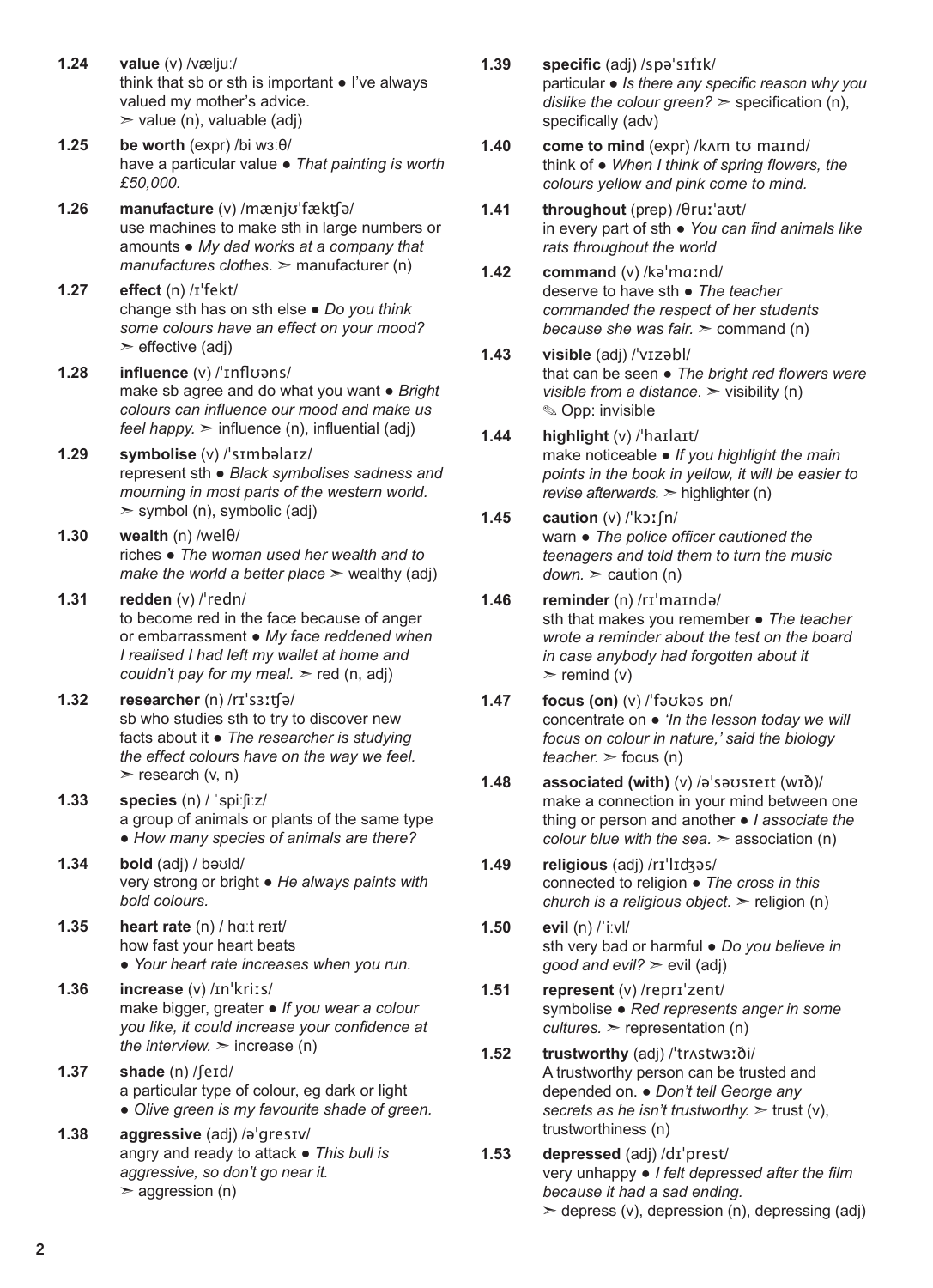**1.24** **value** (v) /væljuː/
think that sb or sth is important ● I've always valued my mother's advice.
➣ value (n), valuable (adj)

**1.25** **be worth** (expr) /bi wɜːθ/
have a particular value ● *That painting is worth £50,000.*

**1.26** **manufacture** (v) /mænjʊˈfæktʃə/
use machines to make sth in large numbers or amounts ● *My dad works at a company that manufactures clothes.* ➣ manufacturer (n)

**1.27** **effect** (n) /ɪˈfekt/
change sth has on sth else ● *Do you think some colours have an effect on your mood?*
➣ effective (adj)

**1.28** **influence** (v) /ˈɪnflʊəns/
make sb agree and do what you want ● *Bright colours can influence our mood and make us feel happy.* ➣ influence (n), influential (adj)

**1.29** **symbolise** (v) /ˈsɪmbəlaɪz/
represent sth ● *Black symbolises sadness and mourning in most parts of the western world.*
➣ symbol (n), symbolic (adj)

**1.30** **wealth** (n) /welθ/
riches ● *The woman used her wealth and to make the world a better place* ➣ wealthy (adj)

**1.31** **redden** (v) /ˈredn/
to become red in the face because of anger or embarrassment ● *My face reddened when I realised I had left my wallet at home and couldn't pay for my meal.* ➣ red (n, adj)

**1.32** **researcher** (n) /rɪˈsɜːtʃə/
sb who studies sth to try to discover new facts about it ● *The researcher is studying the effect colours have on the way we feel.*
➣ research (v, n)

**1.33** **species** (n) / ˈspiːʃiːz/
a group of animals or plants of the same type ● *How many species of animals are there?*

**1.34** **bold** (adj) / bəʊld/
very strong or bright ● *He always paints with bold colours.*

**1.35** **heart rate** (n) / hɑːt reɪt/
how fast your heart beats
● *Your heart rate increases when you run.*

**1.36** **increase** (v) /ɪnˈkriːs/
make bigger, greater ● *If you wear a colour you like, it could increase your confidence at the interview.* ➣ increase (n)

**1.37** **shade** (n) /ʃeɪd/
a particular type of colour, eg dark or light
● *Olive green is my favourite shade of green.*

**1.38** **aggressive** (adj) /əˈgresɪv/
angry and ready to attack ● *This bull is aggressive, so don't go near it.*
➣ aggression (n)

**1.39** **specific** (adj) /spəˈsɪfɪk/
particular ● *Is there any specific reason why you dislike the colour green?* ➣ specification (n), specifically (adv)

**1.40** **come to mind** (expr) /kʌm tʊ maɪnd/
think of ● *When I think of spring flowers, the colours yellow and pink come to mind.*

**1.41** **throughout** (prep) /θruːˈaʊt/
in every part of sth ● *You can find animals like rats throughout the world*

**1.42** **command** (v) /kəˈmɑːnd/
deserve to have sth ● *The teacher commanded the respect of her students because she was fair.* ➣ command (n)

**1.43** **visible** (adj) /ˈvɪzəbl/
that can be seen ● *The bright red flowers were visible from a distance.* ➣ visibility (n)
✎ Opp: invisible

**1.44** **highlight** (v) /ˈhaɪlaɪt/
make noticeable ● *If you highlight the main points in the book in yellow, it will be easier to revise afterwards.* ➣ highlighter (n)

**1.45** **caution** (v) /ˈkɔːʃn/
warn ● *The police officer cautioned the teenagers and told them to turn the music down.* ➣ caution (n)

**1.46** **reminder** (n) /rɪˈmaɪndə/
sth that makes you remember ● *The teacher wrote a reminder about the test on the board in case anybody had forgotten about it*
➣ remind (v)

**1.47** **focus (on)** (v) /ˈfəʊkəs ɒn/
concentrate on ● *'In the lesson today we will focus on colour in nature,' said the biology teacher.* ➣ focus (n)

**1.48** **associated (with)** (v) /əˈsəʊsɪeɪt (wɪð)/
make a connection in your mind between one thing or person and another ● *I associate the colour blue with the sea.* ➣ association (n)

**1.49** **religious** (adj) /rɪˈlɪʤəs/
connected to religion ● *The cross in this church is a religious object.* ➣ religion (n)

**1.50** **evil** (n) /ˈiːvl/
sth very bad or harmful ● *Do you believe in good and evil?* ➣ evil (adj)

**1.51** **represent** (v) /reprɪˈzent/
symbolise ● *Red represents anger in some cultures.* ➣ representation (n)

**1.52** **trustworthy** (adj) /ˈtrʌstwɜːði/
A trustworthy person can be trusted and depended on. ● *Don't tell George any secrets as he isn't trustworthy.* ➣ trust (v), trustworthiness (n)

**1.53** **depressed** (adj) /dɪˈprest/
very unhappy ● *I felt depressed after the film because it had a sad ending.*
➣ depress (v), depression (n), depressing (adj)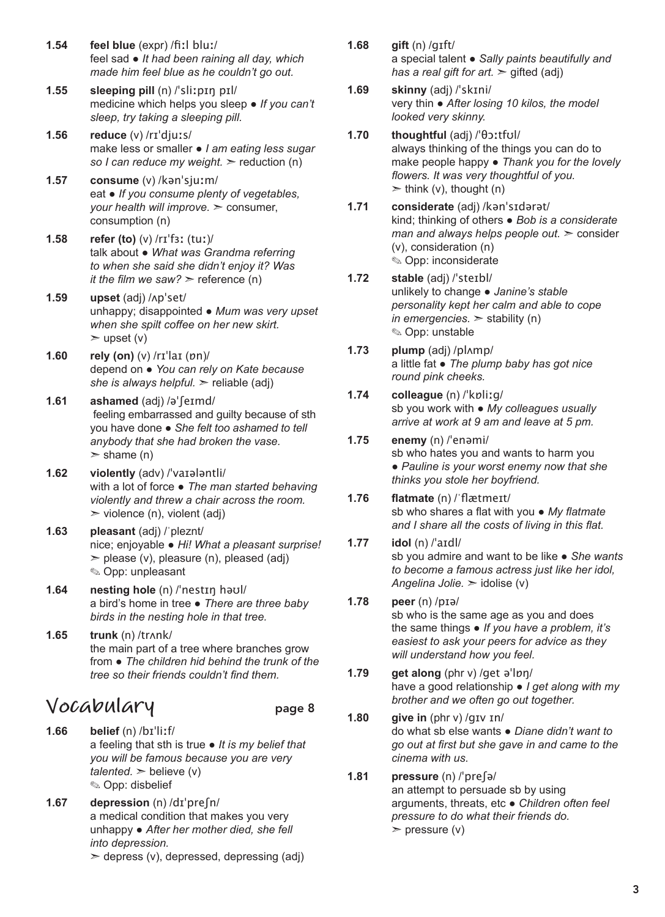**1.54** **feel blue** (expr) /fiːl bluː/
feel sad ● *It had been raining all day, which made him feel blue as he couldn't go out.*

**1.55** **sleeping pill** (n) /ˈsliːpɪŋ pɪl/
medicine which helps you sleep ● *If you can't sleep, try taking a sleeping pill.*

**1.56** **reduce** (v) /rɪˈdjuːs/
make less or smaller ● *I am eating less sugar so I can reduce my weight.* ➢ reduction (n)

**1.57** **consume** (v) /kənˈsjuːm/
eat ● *If you consume plenty of vegetables, your health will improve.* ➢ consumer, consumption (n)

**1.58** **refer (to)** (v) /rɪˈfɜː (tuː)/
talk about ● *What was Grandma referring to when she said she didn't enjoy it? Was it the film we saw?* ➢ reference (n)

**1.59** **upset** (adj) /ʌpˈset/
unhappy; disappointed ● *Mum was very upset when she spilt coffee on her new skirt.* ➢ upset (v)

**1.60** **rely (on)** (v) /rɪˈlaɪ (ɒn)/
depend on ● *You can rely on Kate because she is always helpful.* ➢ reliable (adj)

**1.61** **ashamed** (adj) /əˈʃeɪmd/
feeling embarrassed and guilty because of sth you have done ● *She felt too ashamed to tell anybody that she had broken the vase.* ➢ shame (n)

**1.62** **violently** (adv) /ˈvaɪələntli/
with a lot of force ● *The man started behaving violently and threw a chair across the room.* ➢ violence (n), violent (adj)

**1.63** **pleasant** (adj) /ˈpleznt/
nice; enjoyable ● *Hi! What a pleasant surprise!* ➢ please (v), pleasure (n), pleased (adj)
✎ Opp: unpleasant

**1.64** **nesting hole** (n) /ˈnestɪŋ həʊl/
a bird's home in tree ● *There are three baby birds in the nesting hole in that tree.*

**1.65** **trunk** (n) /trʌnk/
the main part of a tree where branches grow from ● *The children hid behind the trunk of the tree so their friends couldn't find them.*

## Vocabulary page 8

**1.66** **belief** (n) /bɪˈliːf/
a feeling that sth is true ● *It is my belief that you will be famous because you are very talented.* ➢ believe (v)
✎ Opp: disbelief

**1.67** **depression** (n) /dɪˈpreʃn/
a medical condition that makes you very unhappy ● *After her mother died, she fell into depression.*
➢ depress (v), depressed, depressing (adj)

**1.68** **gift** (n) /ɡɪft/
a special talent ● *Sally paints beautifully and has a real gift for art.* ➢ gifted (adj)

**1.69** **skinny** (adj) /ˈskɪni/
very thin ● *After losing 10 kilos, the model looked very skinny.*

**1.70** **thoughtful** (adj) /ˈθɔːtfʊl/
always thinking of the things you can do to make people happy ● *Thank you for the lovely flowers. It was very thoughtful of you.*
➢ think (v), thought (n)

**1.71** **considerate** (adj) /kənˈsɪdərət/
kind; thinking of others ● *Bob is a considerate man and always helps people out.* ➢ consider (v), consideration (n)
✎ Opp: inconsiderate

**1.72** **stable** (adj) /ˈsteɪbl/
unlikely to change ● *Janine's stable personality kept her calm and able to cope in emergencies.* ➢ stability (n)
✎ Opp: unstable

**1.73** **plump** (adj) /plʌmp/
a little fat ● *The plump baby has got nice round pink cheeks.*

**1.74** **colleague** (n) /ˈkɒliːɡ/
sb you work with ● *My colleagues usually arrive at work at 9 am and leave at 5 pm.*

**1.75** **enemy** (n) /ˈenəmi/
sb who hates you and wants to harm you ● *Pauline is your worst enemy now that she thinks you stole her boyfriend.*

**1.76** **flatmate** (n) /ˈflætmeɪt/
sb who shares a flat with you ● *My flatmate and I share all the costs of living in this flat.*

**1.77** **idol** (n) /ˈaɪdl/
sb you admire and want to be like ● *She wants to become a famous actress just like her idol, Angelina Jolie.* ➢ idolise (v)

**1.78** **peer** (n) /pɪə/
sb who is the same age as you and does the same things ● *If you have a problem, it's easiest to ask your peers for advice as they will understand how you feel.*

**1.79** **get along** (phr v) /ɡet əˈlɒŋ/
have a good relationship ● *I get along with my brother and we often go out together.*

**1.80** **give in** (phr v) /ɡɪv ɪn/
do what sb else wants ● *Diane didn't want to go out at first but she gave in and came to the cinema with us.*

**1.81** **pressure** (n) /ˈpreʃə/
an attempt to persuade sb by using arguments, threats, etc ● *Children often feel pressure to do what their friends do.*
➢ pressure (v)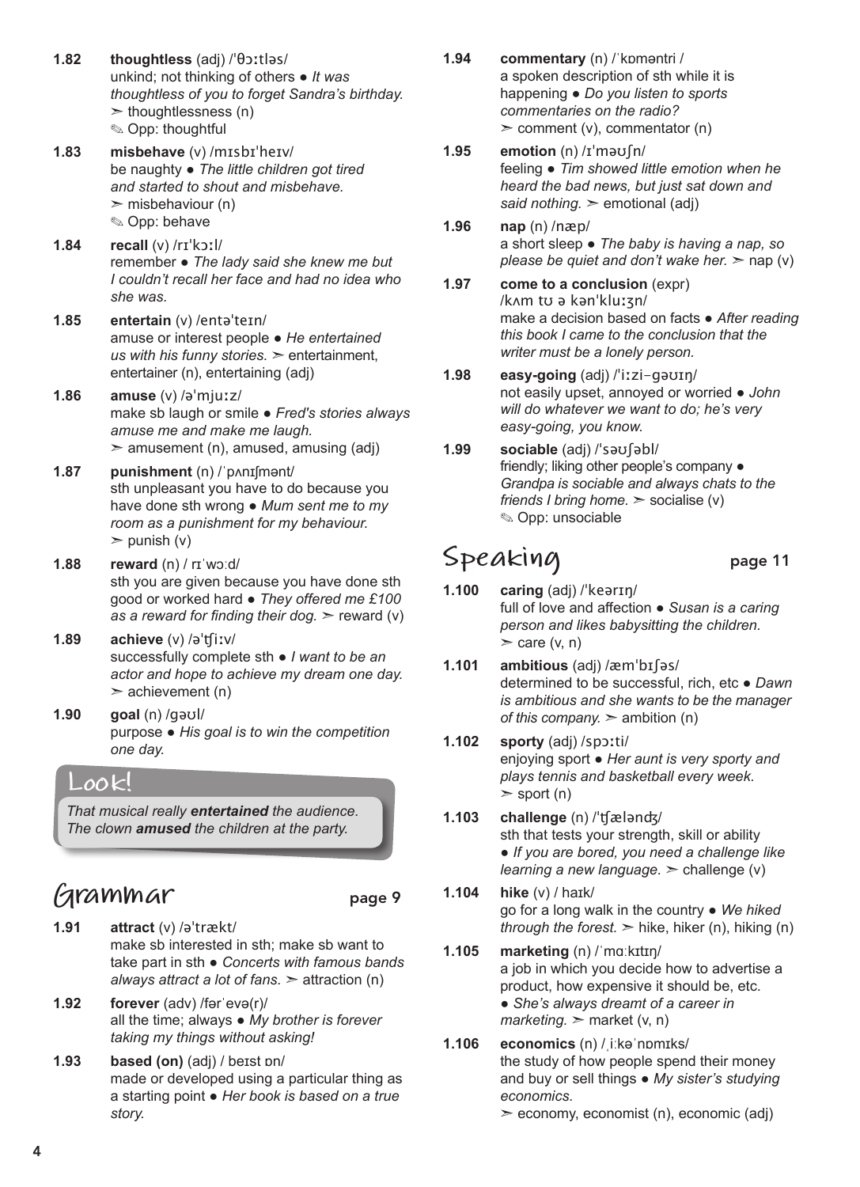**1.82** **thoughtless** (adj) /ˈθɔːtləs/
unkind; not thinking of others ● *It was thoughtless of you to forget Sandra's birthday.*
➣ thoughtlessness (n)
✎ Opp: thoughtful

**1.83** **misbehave** (v) /mɪsbɪˈheɪv/
be naughty ● *The little children got tired and started to shout and misbehave.*
➣ misbehaviour (n)
✎ Opp: behave

**1.84** **recall** (v) /rɪˈkɔːl/
remember ● *The lady said she knew me but I couldn't recall her face and had no idea who she was.*

**1.85** **entertain** (v) /entəˈteɪn/
amuse or interest people ● *He entertained us with his funny stories.* ➣ entertainment, entertainer (n), entertaining (adj)

**1.86** **amuse** (v) /əˈmjuːz/
make sb laugh or smile ● *Fred's stories always amuse me and make me laugh.*
➣ amusement (n), amused, amusing (adj)

**1.87** **punishment** (n) /ˈpʌnɪʃmənt/
sth unpleasant you have to do because you have done sth wrong ● *Mum sent me to my room as a punishment for my behaviour.*
➣ punish (v)

**1.88** **reward** (n) / rɪˈwɔːd/
sth you are given because you have done sth good or worked hard ● *They offered me £100 as a reward for finding their dog.* ➣ reward (v)

**1.89** **achieve** (v) /əˈʧiːv/
successfully complete sth ● *I want to be an actor and hope to achieve my dream one day.*
➣ achievement (n)

**1.90** **goal** (n) /gəʊl/
purpose ● *His goal is to win the competition one day.*

## Look!

*That musical really **entertained** the audience.*
*The clown **amused** the children at the party.*

## Grammar page 9

**1.91** **attract** (v) /əˈtrækt/
make sb interested in sth; make sb want to take part in sth ● *Concerts with famous bands always attract a lot of fans.* ➣ attraction (n)

**1.92** **forever** (adv) /fərˈevə(r)/
all the time; always ● *My brother is forever taking my things without asking!*

**1.93** **based (on)** (adj) / beɪst ɒn/
made or developed using a particular thing as a starting point ● *Her book is based on a true story.*

**1.94** **commentary** (n) /ˈkɒməntri /
a spoken description of sth while it is happening ● *Do you listen to sports commentaries on the radio?*
➣ comment (v), commentator (n)

**1.95** **emotion** (n) /ɪˈməʊʃn/
feeling ● *Tim showed little emotion when he heard the bad news, but just sat down and said nothing.* ➣ emotional (adj)

**1.96** **nap** (n) /næp/
a short sleep ● *The baby is having a nap, so please be quiet and don't wake her.* ➣ nap (v)

**1.97** **come to a conclusion** (expr)
/kʌm tʊ ə kənˈkluːʒn/
make a decision based on facts ● *After reading this book I came to the conclusion that the writer must be a lonely person.*

**1.98** **easy-going** (adj) /ˈiːzi–gəʊɪŋ/
not easily upset, annoyed or worried ● *John will do whatever we want to do; he's very easy-going, you know.*

**1.99** **sociable** (adj) /ˈsəʊʃəbl/
friendly; liking other people's company ● *Grandpa is sociable and always chats to the friends I bring home.* ➣ socialise (v)
✎ Opp: unsociable

## Speaking page 11

**1.100** **caring** (adj) /ˈkeərɪŋ/
full of love and affection ● *Susan is a caring person and likes babysitting the children.*
➣ care (v, n)

**1.101** **ambitious** (adj) /æmˈbɪʃəs/
determined to be successful, rich, etc ● *Dawn is ambitious and she wants to be the manager of this company.* ➣ ambition (n)

**1.102** **sporty** (adj) /spɔːti/
enjoying sport ● *Her aunt is very sporty and plays tennis and basketball every week.*
➣ sport (n)

**1.103** **challenge** (n) /ˈʧæləndʒ/
sth that tests your strength, skill or ability ● *If you are bored, you need a challenge like learning a new language.* ➣ challenge (v)

**1.104** **hike** (v) / haɪk/
go for a long walk in the country ● *We hiked through the forest.* ➣ hike, hiker (n), hiking (n)

**1.105** **marketing** (n) /ˈmɑːkɪtɪŋ/
a job in which you decide how to advertise a product, how expensive it should be, etc.
● *She's always dreamt of a career in marketing.* ➣ market (v, n)

**1.106** **economics** (n) /ˌiːkəˈnɒmɪks/
the study of how people spend their money and buy or sell things ● *My sister's studying economics.*
➣ economy, economist (n), economic (adj)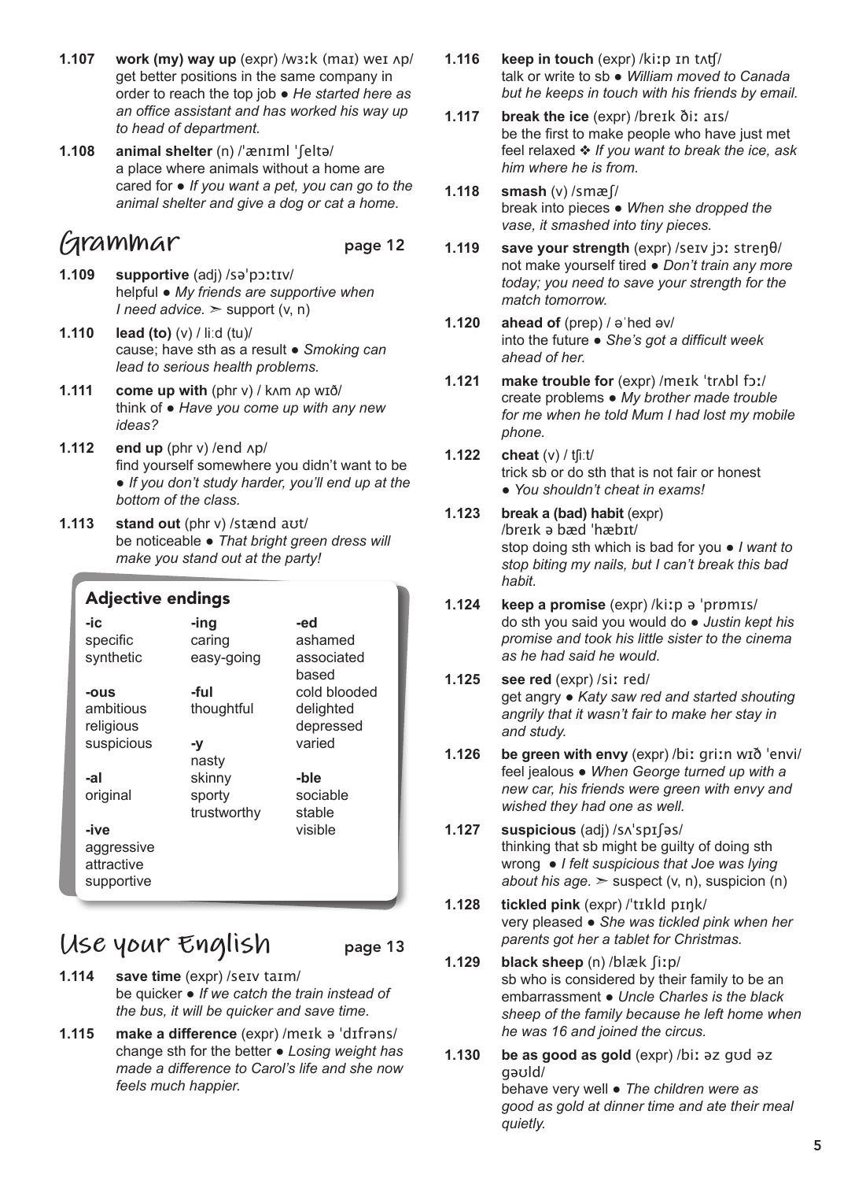**1.107** **work (my) way up** (expr) /wɜːk (maɪ) weɪ ʌp/
get better positions in the same company in order to reach the top job ● *He started here as an office assistant and has worked his way up to head of department.*

**1.108** **animal shelter** (n) /ˈænɪml ˈʃeltə/
a place where animals without a home are cared for ● *If you want a pet, you can go to the animal shelter and give a dog or cat a home.*

## Grammar page 12

**1.109** **supportive** (adj) /səˈpɔːtɪv/
helpful ● *My friends are supportive when I need advice.* ➢ support (v, n)

**1.110** **lead (to)** (v) / liːd (tu)/
cause; have sth as a result ● *Smoking can lead to serious health problems.*

**1.111** **come up with** (phr v) / kʌm ʌp wɪð/
think of ● *Have you come up with any new ideas?*

**1.112** **end up** (phr v) /end ʌp/
find yourself somewhere you didn't want to be ● *If you don't study harder, you'll end up at the bottom of the class.*

**1.113** **stand out** (phr v) /stænd aʊt/
be noticeable ● *That bright green dress will make you stand out at the party!*

### Adjective endings

| -ic | -ing | -ed |
|---|---|---|
| specific | caring | ashamed |
| synthetic | easy-going | associated |
| | | based |
| **-ous** | **-ful** | cold blooded |
| ambitious | thoughtful | delighted |
| religious | | depressed |
| suspicious | **-y** | varied |
| | nasty | |
| **-al** | skinny | **-ble** |
| original | sporty | sociable |
| | trustworthy | stable |
| **-ive** | | visible |
| aggressive | | |
| attractive | | |
| supportive | | |

## Use your English page 13

**1.114** **save time** (expr) /seɪv taɪm/
be quicker ● *If we catch the train instead of the bus, it will be quicker and save time.*

**1.115** **make a difference** (expr) /meɪk ə ˈdɪfrəns/
change sth for the better ● *Losing weight has made a difference to Carol's life and she now feels much happier.*

**1.116** **keep in touch** (expr) /kiːp ɪn tʌʧ/
talk or write to sb ● *William moved to Canada but he keeps in touch with his friends by email.*

**1.117** **break the ice** (expr) /breɪk ðiː aɪs/
be the first to make people who have just met feel relaxed ❖ *If you want to break the ice, ask him where he is from.*

**1.118** **smash** (v) /smæʃ/
break into pieces ● *When she dropped the vase, it smashed into tiny pieces.*

**1.119** **save your strength** (expr) /seɪv jɔː streŋθ/
not make yourself tired ● *Don't train any more today; you need to save your strength for the match tomorrow.*

**1.120** **ahead of** (prep) / əˈhed əv/
into the future ● *She's got a difficult week ahead of her.*

**1.121** **make trouble for** (expr) /meɪk ˈtrʌbl fɔː/
create problems ● *My brother made trouble for me when he told Mum I had lost my mobile phone.*

**1.122** **cheat** (v) / ʧiːt/
trick sb or do sth that is not fair or honest ● *You shouldn't cheat in exams!*

**1.123** **break a (bad) habit** (expr) /breɪk ə bæd ˈhæbɪt/
stop doing sth which is bad for you ● *I want to stop biting my nails, but I can't break this bad habit.*

**1.124** **keep a promise** (expr) /kiːp ə ˈprɒmɪs/
do sth you said you would do ● *Justin kept his promise and took his little sister to the cinema as he had said he would.*

**1.125** **see red** (expr) /siː red/
get angry ● *Katy saw red and started shouting angrily that it wasn't fair to make her stay in and study.*

**1.126** **be green with envy** (expr) /biː griːn wɪð ˈenvi/
feel jealous ● *When George turned up with a new car, his friends were green with envy and wished they had one as well.*

**1.127** **suspicious** (adj) /sʌˈspɪʃəs/
thinking that sb might be guilty of doing sth wrong ● *I felt suspicious that Joe was lying about his age.* ➢ suspect (v, n), suspicion (n)

**1.128** **tickled pink** (expr) /ˈtɪkld pɪŋk/
very pleased ● *She was tickled pink when her parents got her a tablet for Christmas.*

**1.129** **black sheep** (n) /blæk ʃiːp/
sb who is considered by their family to be an embarrassment ● *Uncle Charles is the black sheep of the family because he left home when he was 16 and joined the circus.*

**1.130** **be as good as gold** (expr) /biː əz gʊd əz gəʊld/
behave very well ● *The children were as good as gold at dinner time and ate their meal quietly.*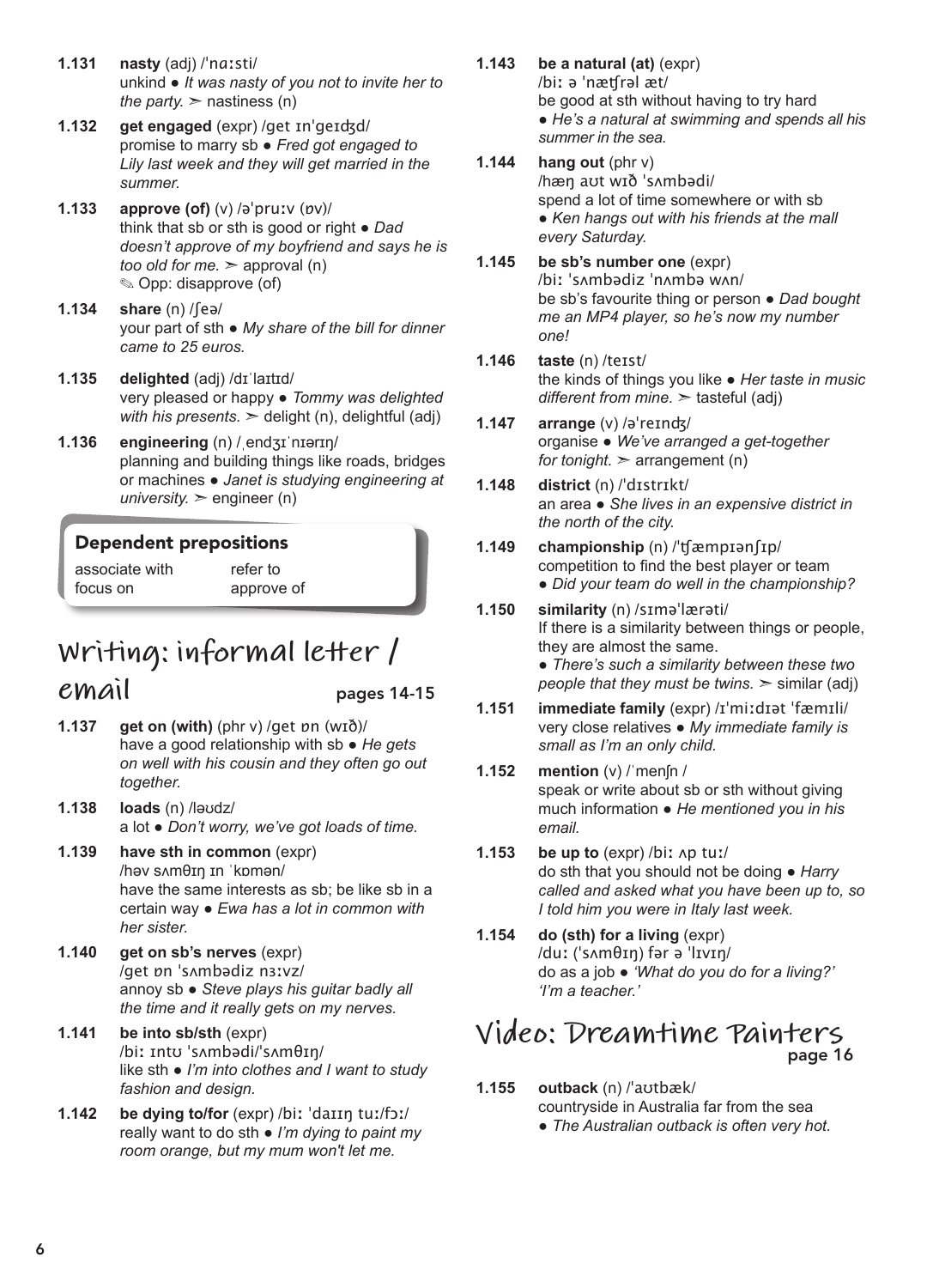**1.131** **nasty** (adj) /ˈnɑːsti/
unkind ● *It was nasty of you not to invite her to the party.* ➣ nastiness (n)

**1.132** **get engaged** (expr) /get ɪnˈgeɪdʒd/
promise to marry sb ● *Fred got engaged to Lily last week and they will get married in the summer.*

**1.133** **approve (of)** (v) /əˈpruːv (ɒv)/
think that sb or sth is good or right ● *Dad doesn't approve of my boyfriend and says he is too old for me.* ➣ approval (n)
✎ Opp: disapprove (of)

**1.134** **share** (n) /ʃeə/
your part of sth ● *My share of the bill for dinner came to 25 euros.*

**1.135** **delighted** (adj) /dɪˈlaɪtɪd/
very pleased or happy ● *Tommy was delighted with his presents.* ➣ delight (n), delightful (adj)

**1.136** **engineering** (n) /ˌendʒɪˈnɪərɪŋ/
planning and building things like roads, bridges or machines ● *Janet is studying engineering at university.* ➣ engineer (n)

### Dependent prepositions

| | |
|---|---|
| associate with | refer to |
| focus on | approve of |

## Writing: informal letter / email

pages 14-15

**1.137** **get on (with)** (phr v) /get ɒn (wɪð)/
have a good relationship with sb ● *He gets on well with his cousin and they often go out together.*

**1.138** **loads** (n) /ləʊdz/
a lot ● *Don't worry, we've got loads of time.*

**1.139** **have sth in common** (expr)
/həv sʌmθɪŋ ɪn ˈkɒmən/
have the same interests as sb; be like sb in a certain way ● *Ewa has a lot in common with her sister.*

**1.140** **get on sb's nerves** (expr)
/get ɒn ˈsʌmbədiz nɜːvz/
annoy sb ● *Steve plays his guitar badly all the time and it really gets on my nerves.*

**1.141** **be into sb/sth** (expr)
/biː ɪntʊ ˈsʌmbədi/ˈsʌmθɪŋ/
like sth ● *I'm into clothes and I want to study fashion and design.*

**1.142** **be dying to/for** (expr) /biː ˈdaɪɪŋ tuː/fɔː/
really want to do sth ● *I'm dying to paint my room orange, but my mum won't let me.*

**1.143** **be a natural (at)** (expr)
/biː ə ˈnætʃrəl æt/
be good at sth without having to try hard
● *He's a natural at swimming and spends all his summer in the sea.*

**1.144** **hang out** (phr v)
/hæŋ aʊt wɪð ˈsʌmbədi/
spend a lot of time somewhere or with sb
● *Ken hangs out with his friends at the mall every Saturday.*

**1.145** **be sb's number one** (expr)
/biː ˈsʌmbədiz ˈnʌmbə wʌn/
be sb's favourite thing or person ● *Dad bought me an MP4 player, so he's now my number one!*

**1.146** **taste** (n) /teɪst/
the kinds of things you like ● *Her taste in music different from mine.* ➣ tasteful (adj)

**1.147** **arrange** (v) /əˈreɪndʒ/
organise ● *We've arranged a get-together for tonight.* ➣ arrangement (n)

**1.148** **district** (n) /ˈdɪstrɪkt/
an area ● *She lives in an expensive district in the north of the city.*

**1.149** **championship** (n) /ˈtʃæmpɪənʃɪp/
competition to find the best player or team
● *Did your team do well in the championship?*

**1.150** **similarity** (n) /sɪməˈlærəti/
If there is a similarity between things or people, they are almost the same.
● *There's such a similarity between these two people that they must be twins.* ➣ similar (adj)

**1.151** **immediate family** (expr) /ɪˈmiːdɪət ˈfæmɪli/
very close relatives ● *My immediate family is small as I'm an only child.*

**1.152** **mention** (v) /ˈmenʃn /
speak or write about sb or sth without giving much information ● *He mentioned you in his email.*

**1.153** **be up to** (expr) /biː ʌp tuː/
do sth that you should not be doing ● *Harry called and asked what you have been up to, so I told him you were in Italy last week.*

**1.154** **do (sth) for a living** (expr)
/duː (ˈsʌmθɪŋ) fər ə ˈlɪvɪŋ/
do as a job ● *'What do you do for a living?' 'I'm a teacher.'*

## Video: Dreamtime Painters

page 16

**1.155** **outback** (n) /ˈaʊtbæk/
countryside in Australia far from the sea
● *The Australian outback is often very hot.*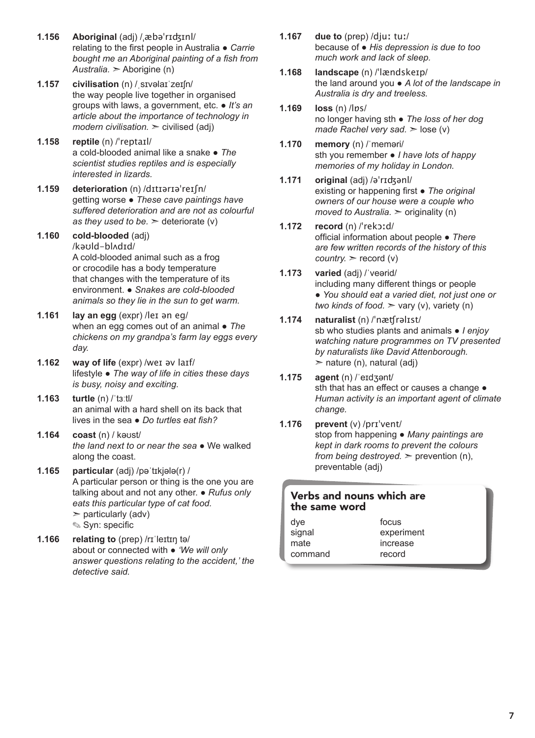**1.156** **Aboriginal** (adj) /ˌæbəˈrɪʤɪnl/
relating to the first people in Australia ● *Carrie bought me an Aboriginal painting of a fish from Australia.* ➣ Aborigine (n)

**1.157** **civilisation** (n) /ˌsɪvəlaɪˈzeɪʃn/
the way people live together in organised groups with laws, a government, etc. ● *It's an article about the importance of technology in modern civilisation.* ➣ civilised (adj)

**1.158** **reptile** (n) /ˈreptaɪl/
a cold-blooded animal like a snake ● *The scientist studies reptiles and is especially interested in lizards.*

**1.159** **deterioration** (n) /dɪtɪərɪəˈreɪʃn/
getting worse ● *These cave paintings have suffered deterioration and are not as colourful as they used to be.* ➣ deteriorate (v)

**1.160** **cold-blooded** (adj) /kəʊld-blʌdɪd/
A cold-blooded animal such as a frog or crocodile has a body temperature that changes with the temperature of its environment. ● *Snakes are cold-blooded animals so they lie in the sun to get warm.*

**1.161** **lay an egg** (expr) /leɪ ən eg/
when an egg comes out of an animal ● *The chickens on my grandpa's farm lay eggs every day.*

**1.162** **way of life** (expr) /weɪ əv laɪf/
lifestyle ● *The way of life in cities these days is busy, noisy and exciting.*

**1.163** **turtle** (n) /ˈtɜːtl/
an animal with a hard shell on its back that lives in the sea ● *Do turtles eat fish?*

**1.164** **coast** (n) / kəʊst/
*the land next to or near the sea* ● We walked along the coast.

**1.165** **particular** (adj) /pəˈtɪkjələ(r) /
A particular person or thing is the one you are talking about and not any other. ● *Rufus only eats this particular type of cat food.*
➣ particularly (adv)
✎ Syn: specific

**1.166** **relating to** (prep) /rɪˈleɪtɪŋ tə/
about or connected with ● *'We will only answer questions relating to the accident,' the detective said.*

**1.167** **due to** (prep) /djuː tuː/
because of ● *His depression is due to too much work and lack of sleep.*

**1.168** **landscape** (n) /ˈlændskeɪp/
the land around you ● *A lot of the landscape in Australia is dry and treeless.*

**1.169** **loss** (n) /lɒs/
no longer having sth ● *The loss of her dog made Rachel very sad.* ➣ lose (v)

**1.170** **memory** (n) /ˈmeməri/
sth you remember ● *I have lots of happy memories of my holiday in London.*

**1.171** **original** (adj) /əˈrɪʤənl/
existing or happening first ● *The original owners of our house were a couple who moved to Australia.* ➣ originality (n)

**1.172** **record** (n) /ˈrekɔːd/
official information about people ● *There are few written records of the history of this country.* ➣ record (v)

**1.173** **varied** (adj) /ˈveərid/
including many different things or people ● *You should eat a varied diet, not just one or two kinds of food.* ➣ vary (v), variety (n)

**1.174** **naturalist** (n) /ˈnæʧrəlɪst/
sb who studies plants and animals ● *I enjoy watching nature programmes on TV presented by naturalists like David Attenborough.*
➣ nature (n), natural (adj)

**1.175** **agent** (n) /ˈeɪdʒənt/
sth that has an effect or causes a change ● *Human activity is an important agent of climate change.*

**1.176** **prevent** (v) /prɪˈvent/
stop from happening ● *Many paintings are kept in dark rooms to prevent the colours from being destroyed.* ➣ prevention (n), preventable (adj)

### Verbs and nouns which are the same word

| | |
|---|---|
| dye | focus |
| signal | experiment |
| mate | increase |
| command | record |